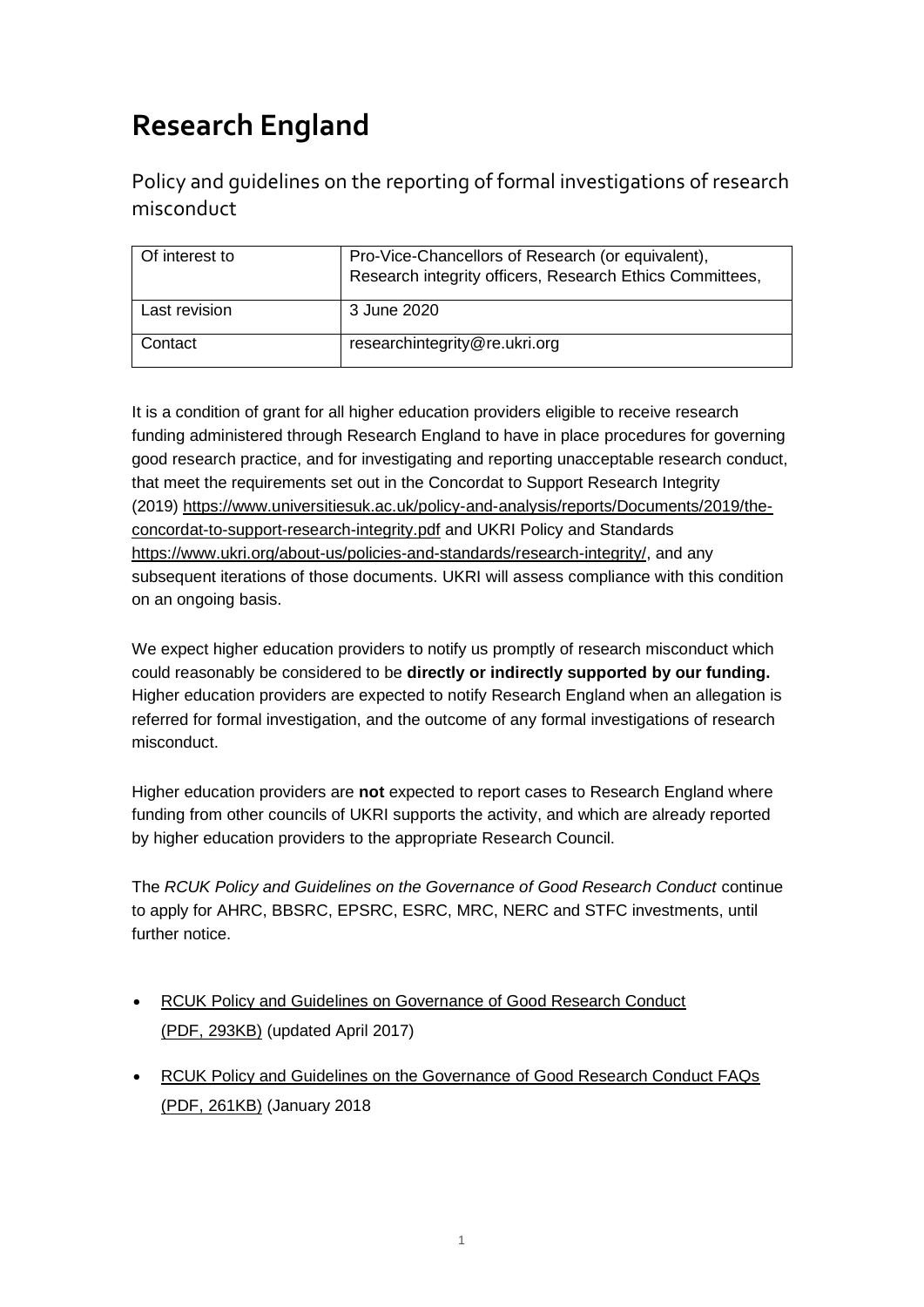# Research England

## Policy and guidelines on the reporting of formal investigations of research misconduct

| Of interest to | Pro-Vice-Chancellors of Research (or equivalent), Research integrity officers, Research Ethics Committees, |
|---|---|
| Last revision | 3 June 2020 |
| Contact | researchintegrity@re.ukri.org |

It is a condition of grant for all higher education providers eligible to receive research funding administered through Research England to have in place procedures for governing good research practice, and for investigating and reporting unacceptable research conduct, that meet the requirements set out in the Concordat to Support Research Integrity (2019) https://www.universitiesuk.ac.uk/policy-and-analysis/reports/Documents/2019/the-concordat-to-support-research-integrity.pdf and UKRI Policy and Standards https://www.ukri.org/about-us/policies-and-standards/research-integrity/, and any subsequent iterations of those documents. UKRI will assess compliance with this condition on an ongoing basis.

We expect higher education providers to notify us promptly of research misconduct which could reasonably be considered to be **directly or indirectly supported by our funding.** Higher education providers are expected to notify Research England when an allegation is referred for formal investigation, and the outcome of any formal investigations of research misconduct.

Higher education providers are **not** expected to report cases to Research England where funding from other councils of UKRI supports the activity, and which are already reported by higher education providers to the appropriate Research Council.

The *RCUK Policy and Guidelines on the Governance of Good Research Conduct* continue to apply for AHRC, BBSRC, EPSRC, ESRC, MRC, NERC and STFC investments, until further notice.

- RCUK Policy and Guidelines on Governance of Good Research Conduct (PDF, 293KB) (updated April 2017)
- RCUK Policy and Guidelines on the Governance of Good Research Conduct FAQs (PDF, 261KB) (January 2018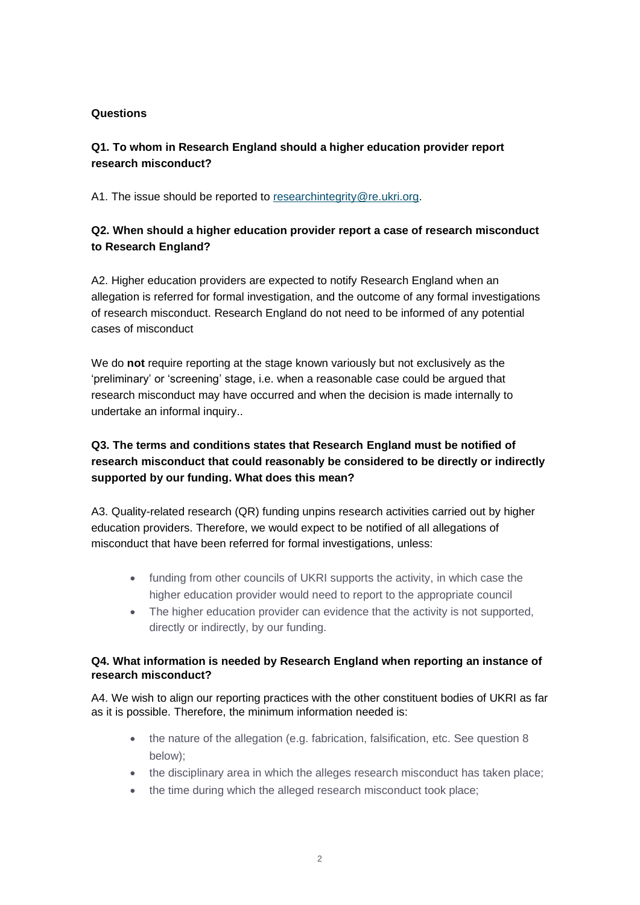**Questions**

**Q1. To whom in Research England should a higher education provider report research misconduct?**

A1. The issue should be reported to [researchintegrity@re.ukri.org](mailto:researchintegrity@re.ukri.org).

**Q2. When should a higher education provider report a case of research misconduct to Research England?**

A2. Higher education providers are expected to notify Research England when an allegation is referred for formal investigation, and the outcome of any formal investigations of research misconduct. Research England do not need to be informed of any potential cases of misconduct

We do **not** require reporting at the stage known variously but not exclusively as the 'preliminary' or 'screening' stage, i.e. when a reasonable case could be argued that research misconduct may have occurred and when the decision is made internally to undertake an informal inquiry..

**Q3. The terms and conditions states that Research England must be notified of research misconduct that could reasonably be considered to be directly or indirectly supported by our funding. What does this mean?**

A3. Quality-related research (QR) funding unpins research activities carried out by higher education providers. Therefore, we would expect to be notified of all allegations of misconduct that have been referred for formal investigations, unless:

- funding from other councils of UKRI supports the activity, in which case the higher education provider would need to report to the appropriate council
- The higher education provider can evidence that the activity is not supported, directly or indirectly, by our funding.

**Q4. What information is needed by Research England when reporting an instance of research misconduct?**

A4. We wish to align our reporting practices with the other constituent bodies of UKRI as far as it is possible. Therefore, the minimum information needed is:

- the nature of the allegation (e.g. fabrication, falsification, etc. See question 8 below);
- the disciplinary area in which the alleges research misconduct has taken place;
- the time during which the alleged research misconduct took place;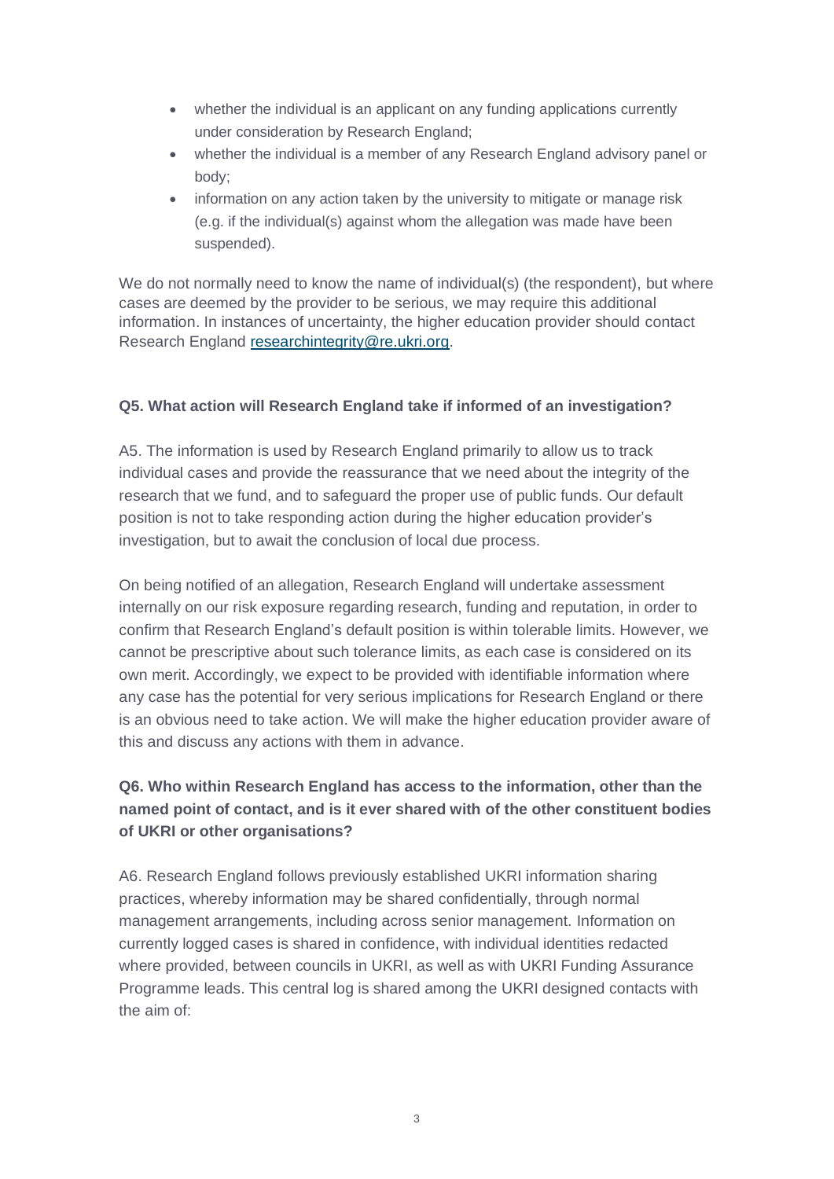- whether the individual is an applicant on any funding applications currently under consideration by Research England;
- whether the individual is a member of any Research England advisory panel or body;
- information on any action taken by the university to mitigate or manage risk (e.g. if the individual(s) against whom the allegation was made have been suspended).

We do not normally need to know the name of individual(s) (the respondent), but where cases are deemed by the provider to be serious, we may require this additional information. In instances of uncertainty, the higher education provider should contact Research England [researchintegrity@re.ukri.org](mailto:researchintegrity@re.ukri.org).

**Q5. What action will Research England take if informed of an investigation?**

A5. The information is used by Research England primarily to allow us to track individual cases and provide the reassurance that we need about the integrity of the research that we fund, and to safeguard the proper use of public funds. Our default position is not to take responding action during the higher education provider's investigation, but to await the conclusion of local due process.

On being notified of an allegation, Research England will undertake assessment internally on our risk exposure regarding research, funding and reputation, in order to confirm that Research England's default position is within tolerable limits. However, we cannot be prescriptive about such tolerance limits, as each case is considered on its own merit. Accordingly, we expect to be provided with identifiable information where any case has the potential for very serious implications for Research England or there is an obvious need to take action. We will make the higher education provider aware of this and discuss any actions with them in advance.

**Q6. Who within Research England has access to the information, other than the named point of contact, and is it ever shared with of the other constituent bodies of UKRI or other organisations?**

A6. Research England follows previously established UKRI information sharing practices, whereby information may be shared confidentially, through normal management arrangements, including across senior management. Information on currently logged cases is shared in confidence, with individual identities redacted where provided, between councils in UKRI, as well as with UKRI Funding Assurance Programme leads. This central log is shared among the UKRI designed contacts with the aim of: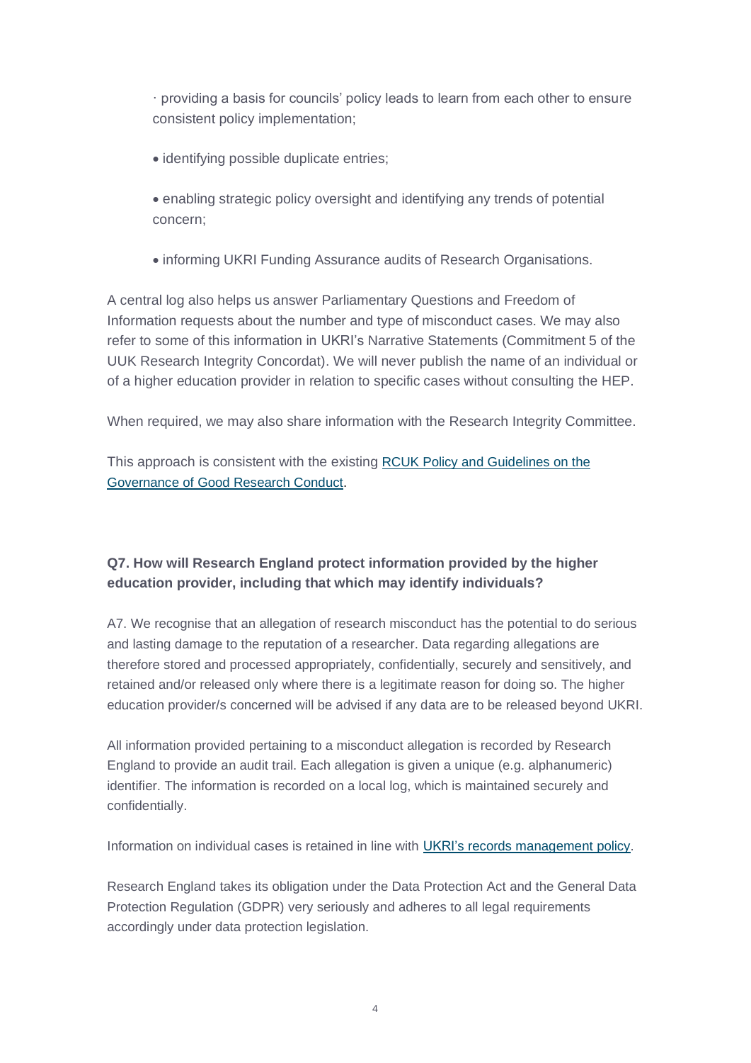- providing a basis for councils' policy leads to learn from each other to ensure consistent policy implementation;
- identifying possible duplicate entries;
- enabling strategic policy oversight and identifying any trends of potential concern;
- informing UKRI Funding Assurance audits of Research Organisations.

A central log also helps us answer Parliamentary Questions and Freedom of Information requests about the number and type of misconduct cases. We may also refer to some of this information in UKRI's Narrative Statements (Commitment 5 of the UUK Research Integrity Concordat). We will never publish the name of an individual or of a higher education provider in relation to specific cases without consulting the HEP.

When required, we may also share information with the Research Integrity Committee.

This approach is consistent with the existing RCUK Policy and Guidelines on the Governance of Good Research Conduct.

### Q7. How will Research England protect information provided by the higher education provider, including that which may identify individuals?

A7. We recognise that an allegation of research misconduct has the potential to do serious and lasting damage to the reputation of a researcher. Data regarding allegations are therefore stored and processed appropriately, confidentially, securely and sensitively, and retained and/or released only where there is a legitimate reason for doing so. The higher education provider/s concerned will be advised if any data are to be released beyond UKRI.

All information provided pertaining to a misconduct allegation is recorded by Research England to provide an audit trail. Each allegation is given a unique (e.g. alphanumeric) identifier. The information is recorded on a local log, which is maintained securely and confidentially.

Information on individual cases is retained in line with UKRI's records management policy.

Research England takes its obligation under the Data Protection Act and the General Data Protection Regulation (GDPR) very seriously and adheres to all legal requirements accordingly under data protection legislation.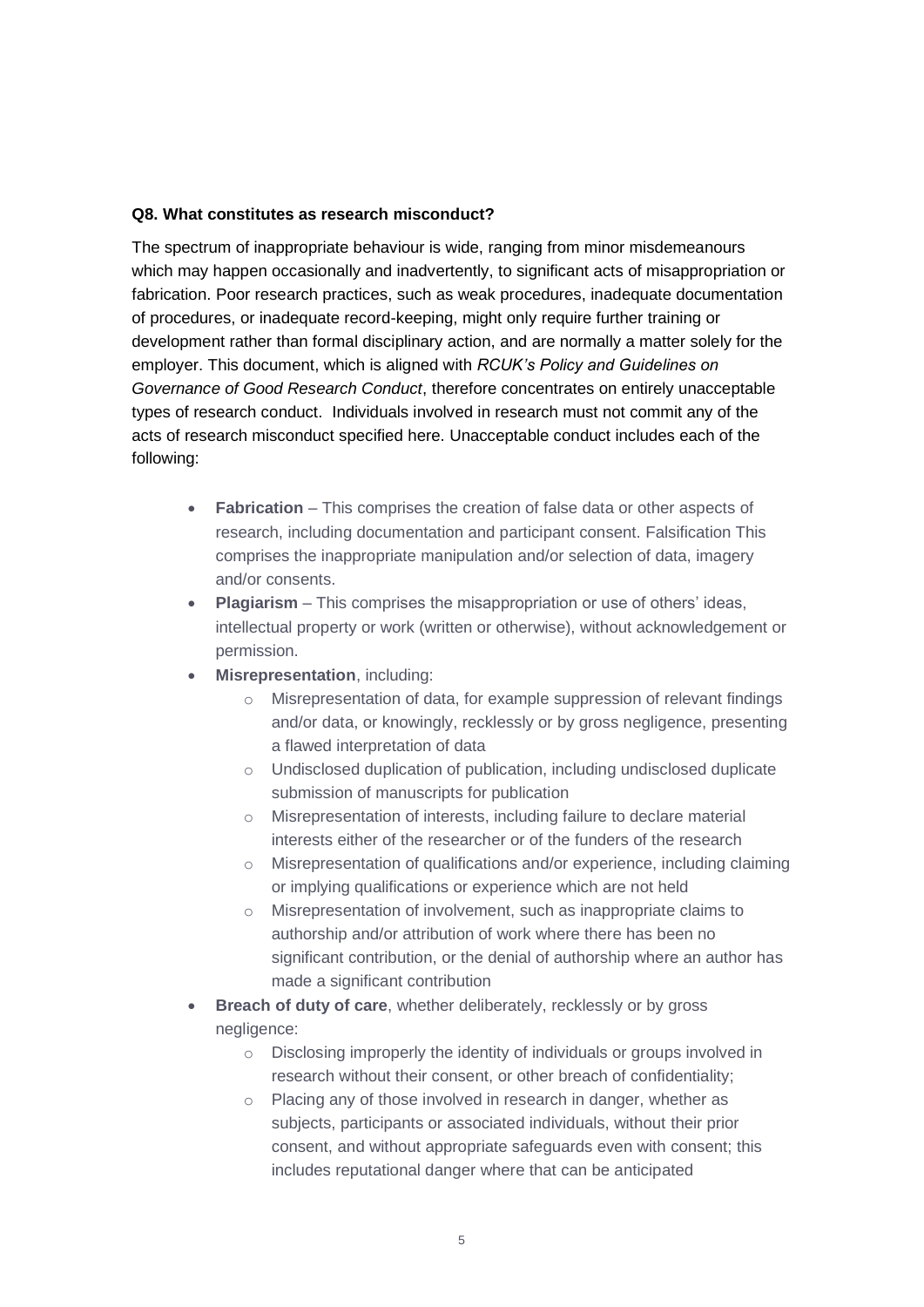**Q8. What constitutes as research misconduct?**

The spectrum of inappropriate behaviour is wide, ranging from minor misdemeanours which may happen occasionally and inadvertently, to significant acts of misappropriation or fabrication. Poor research practices, such as weak procedures, inadequate documentation of procedures, or inadequate record-keeping, might only require further training or development rather than formal disciplinary action, and are normally a matter solely for the employer. This document, which is aligned with *RCUK's Policy and Guidelines on Governance of Good Research Conduct*, therefore concentrates on entirely unacceptable types of research conduct. Individuals involved in research must not commit any of the acts of research misconduct specified here. Unacceptable conduct includes each of the following:

- **Fabrication** – This comprises the creation of false data or other aspects of research, including documentation and participant consent. Falsification This comprises the inappropriate manipulation and/or selection of data, imagery and/or consents.
- **Plagiarism** – This comprises the misappropriation or use of others' ideas, intellectual property or work (written or otherwise), without acknowledgement or permission.
- **Misrepresentation**, including:
    - Misrepresentation of data, for example suppression of relevant findings and/or data, or knowingly, recklessly or by gross negligence, presenting a flawed interpretation of data
    - Undisclosed duplication of publication, including undisclosed duplicate submission of manuscripts for publication
    - Misrepresentation of interests, including failure to declare material interests either of the researcher or of the funders of the research
    - Misrepresentation of qualifications and/or experience, including claiming or implying qualifications or experience which are not held
    - Misrepresentation of involvement, such as inappropriate claims to authorship and/or attribution of work where there has been no significant contribution, or the denial of authorship where an author has made a significant contribution
- **Breach of duty of care**, whether deliberately, recklessly or by gross negligence:
    - Disclosing improperly the identity of individuals or groups involved in research without their consent, or other breach of confidentiality;
    - Placing any of those involved in research in danger, whether as subjects, participants or associated individuals, without their prior consent, and without appropriate safeguards even with consent; this includes reputational danger where that can be anticipated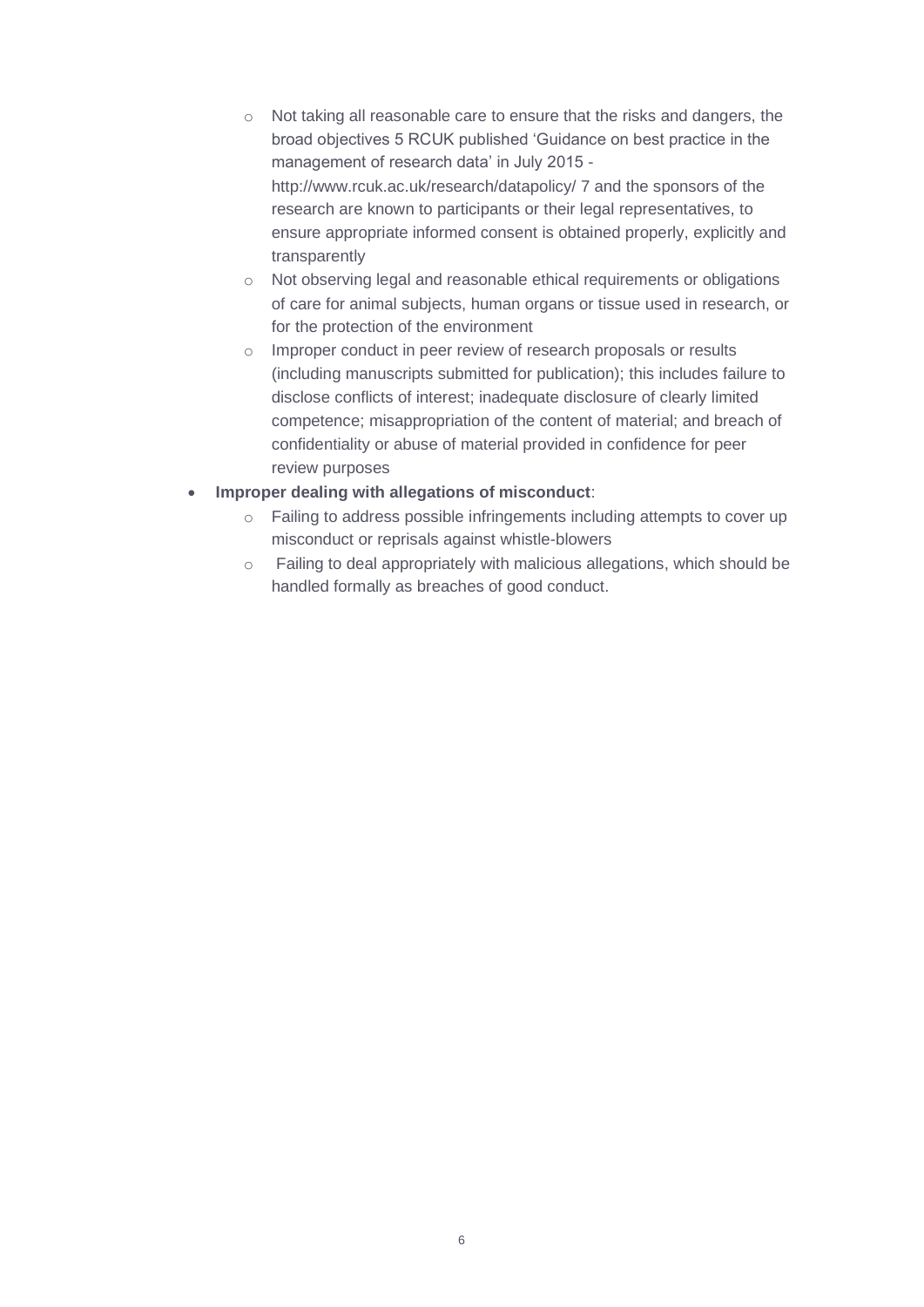- Not taking all reasonable care to ensure that the risks and dangers, the broad objectives 5 RCUK published 'Guidance on best practice in the management of research data' in July 2015 - http://www.rcuk.ac.uk/research/datapolicy/ 7 and the sponsors of the research are known to participants or their legal representatives, to ensure appropriate informed consent is obtained properly, explicitly and transparently
  - Not observing legal and reasonable ethical requirements or obligations of care for animal subjects, human organs or tissue used in research, or for the protection of the environment
  - Improper conduct in peer review of research proposals or results (including manuscripts submitted for publication); this includes failure to disclose conflicts of interest; inadequate disclosure of clearly limited competence; misappropriation of the content of material; and breach of confidentiality or abuse of material provided in confidence for peer review purposes
- **Improper dealing with allegations of misconduct**:
  - Failing to address possible infringements including attempts to cover up misconduct or reprisals against whistle-blowers
  - Failing to deal appropriately with malicious allegations, which should be handled formally as breaches of good conduct.